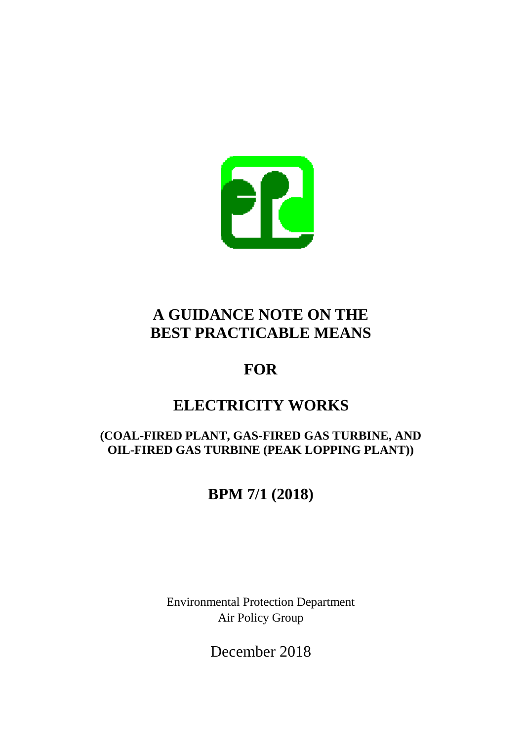# A GUIDANCE NOTE ON THE BEST PRACTICABLE MEANS

# FOR

# ELECTRICITY WORKS

**(COAL-FIRED PLANT, GAS-FIRED GAS TURBINE, AND OIL-FIRED GAS TURBINE (PEAK LOPPING PLANT))**

## BPM 7/1 (2018)

Environmental Protection Department
Air Policy Group

December 2018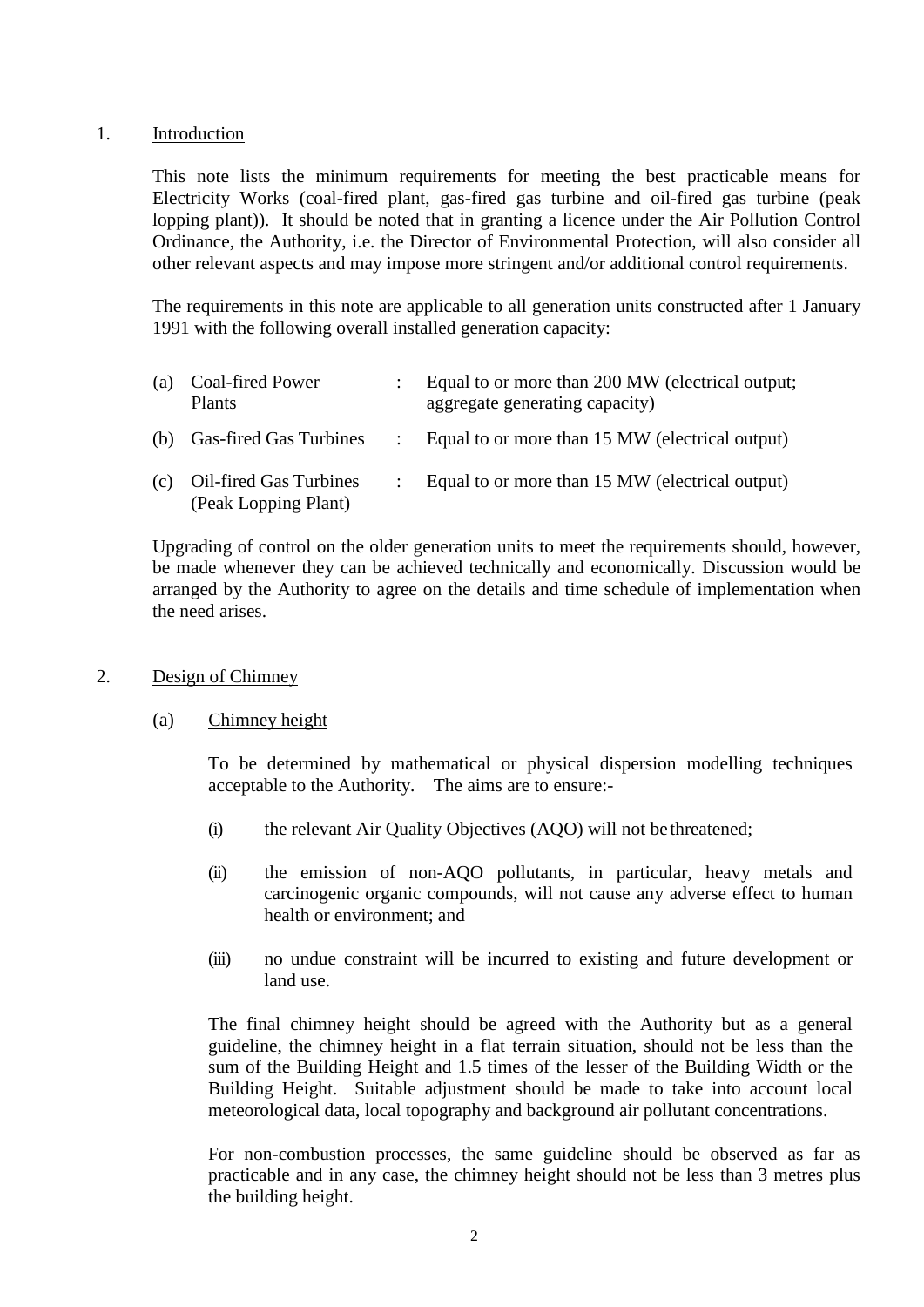## 1. Introduction

This note lists the minimum requirements for meeting the best practicable means for Electricity Works (coal-fired plant, gas-fired gas turbine and oil-fired gas turbine (peak lopping plant)). It should be noted that in granting a licence under the Air Pollution Control Ordinance, the Authority, i.e. the Director of Environmental Protection, will also consider all other relevant aspects and may impose more stringent and/or additional control requirements.

The requirements in this note are applicable to all generation units constructed after 1 January 1991 with the following overall installed generation capacity:

| | | | |
|---|---|---|---|
| (a) | Coal-fired Power Plants | : | Equal to or more than 200 MW (electrical output; aggregate generating capacity) |
| (b) | Gas-fired Gas Turbines | : | Equal to or more than 15 MW (electrical output) |
| (c) | Oil-fired Gas Turbines (Peak Lopping Plant) | : | Equal to or more than 15 MW (electrical output) |

Upgrading of control on the older generation units to meet the requirements should, however, be made whenever they can be achieved technically and economically. Discussion would be arranged by the Authority to agree on the details and time schedule of implementation when the need arises.

## 2. Design of Chimney

### (a) Chimney height

To be determined by mathematical or physical dispersion modelling techniques acceptable to the Authority. The aims are to ensure:-

(i) the relevant Air Quality Objectives (AQO) will not be threatened;

(ii) the emission of non-AQO pollutants, in particular, heavy metals and carcinogenic organic compounds, will not cause any adverse effect to human health or environment; and

(iii) no undue constraint will be incurred to existing and future development or land use.

The final chimney height should be agreed with the Authority but as a general guideline, the chimney height in a flat terrain situation, should not be less than the sum of the Building Height and 1.5 times of the lesser of the Building Width or the Building Height. Suitable adjustment should be made to take into account local meteorological data, local topography and background air pollutant concentrations.

For non-combustion processes, the same guideline should be observed as far as practicable and in any case, the chimney height should not be less than 3 metres plus the building height.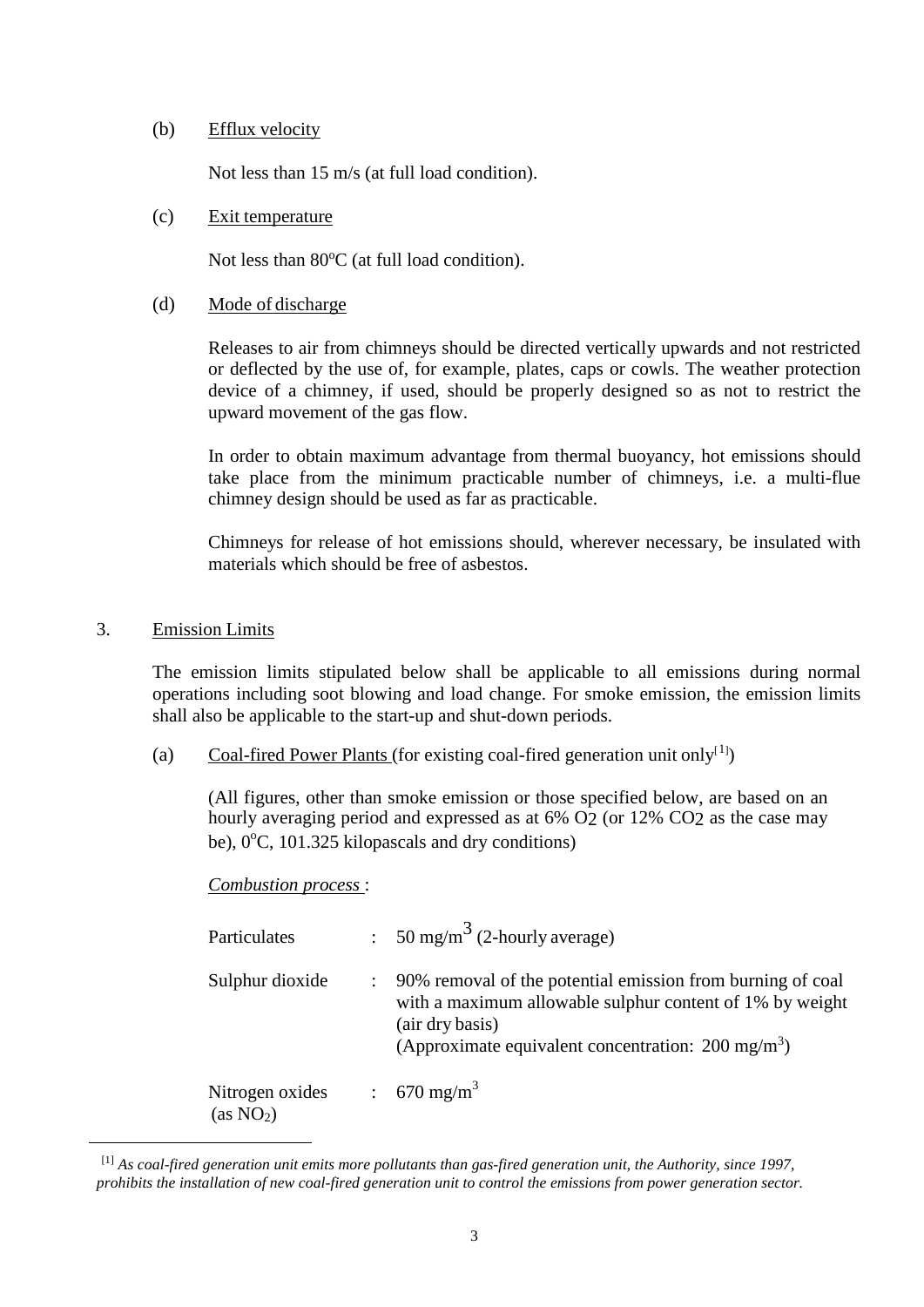(b) Efflux velocity

Not less than 15 m/s (at full load condition).

(c) Exit temperature

Not less than 80$^{o}$C (at full load condition).

(d) Mode of discharge

Releases to air from chimneys should be directed vertically upwards and not restricted or deflected by the use of, for example, plates, caps or cowls. The weather protection device of a chimney, if used, should be properly designed so as not to restrict the upward movement of the gas flow.

In order to obtain maximum advantage from thermal buoyancy, hot emissions should take place from the minimum practicable number of chimneys, i.e. a multi-flue chimney design should be used as far as practicable.

Chimneys for release of hot emissions should, wherever necessary, be insulated with materials which should be free of asbestos.

3. Emission Limits

The emission limits stipulated below shall be applicable to all emissions during normal operations including soot blowing and load change. For smoke emission, the emission limits shall also be applicable to the start-up and shut-down periods.

(a) Coal-fired Power Plants (for existing coal-fired generation unit only[1])

(All figures, other than smoke emission or those specified below, are based on an hourly averaging period and expressed as at 6% $O_2$ (or 12% $CO_2$ as the case may be), 0$^{o}$C, 101.325 kilopascals and dry conditions)

*Combustion process* :

| | | |
|---|---|---|
| Particulates | : | 50 mg/m$^3$ (2-hourly average) |
| Sulphur dioxide | : | 90% removal of the potential emission from burning of coal with a maximum allowable sulphur content of 1% by weight (air dry basis) (Approximate equivalent concentration: 200 mg/m$^3$) |
| Nitrogen oxides (as $NO_2$) | : | 670 mg/m$^3$ |

[1] *As coal-fired generation unit emits more pollutants than gas-fired generation unit, the Authority, since 1997, prohibits the installation of new coal-fired generation unit to control the emissions from power generation sector.*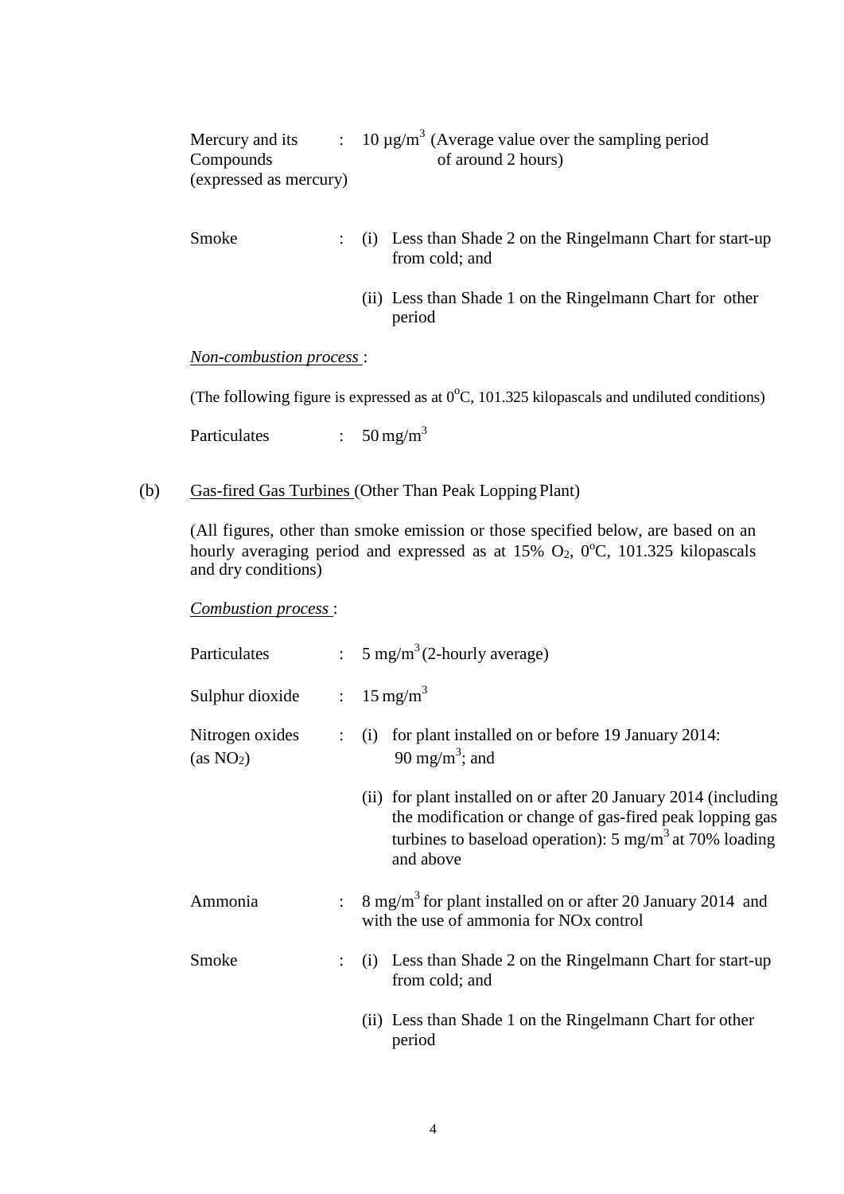Mercury and its Compounds (expressed as mercury) : 10 μg/$m^3$ (Average value over the sampling period of around 2 hours)

Smoke : (i) Less than Shade 2 on the Ringelmann Chart for start-up from cold; and

(ii) Less than Shade 1 on the Ringelmann Chart for other period

*Non-combustion process* :

(The following figure is expressed as at $0^oC$, 101.325 kilopascals and undiluted conditions)

Particulates : 50 mg/$m^3$

(b) Gas-fired Gas Turbines (Other Than Peak Lopping Plant)

(All figures, other than smoke emission or those specified below, are based on an hourly averaging period and expressed as at 15% $O_2$, $0^oC$, 101.325 kilopascals and dry conditions)

*Combustion process* :

Particulates : 5 mg/$m^3$ (2-hourly average)

Sulphur dioxide : 15 mg/$m^3$

Nitrogen oxides (as $NO_2$) : (i) for plant installed on or before 19 January 2014: 90 mg/$m^3$; and

(ii) for plant installed on or after 20 January 2014 (including the modification or change of gas-fired peak lopping gas turbines to baseload operation): 5 mg/$m^3$ at 70% loading and above

Ammonia : 8 mg/$m^3$ for plant installed on or after 20 January 2014 and with the use of ammonia for NOx control

Smoke : (i) Less than Shade 2 on the Ringelmann Chart for start-up from cold; and

(ii) Less than Shade 1 on the Ringelmann Chart for other period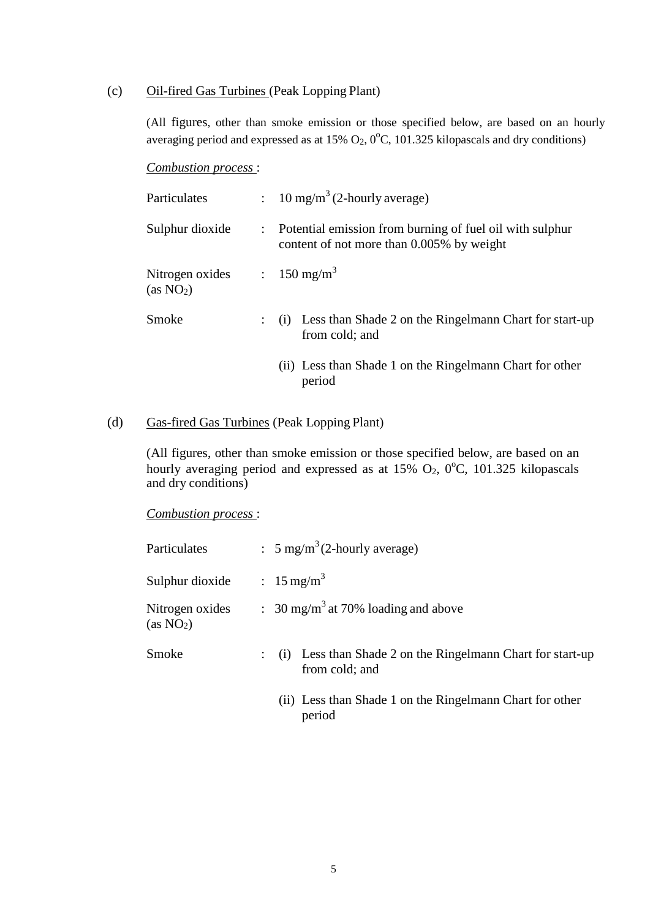(c) <u>Oil-fired Gas Turbines</u> (Peak Lopping Plant)

(All figures, other than smoke emission or those specified below, are based on an hourly averaging period and expressed as at 15% $O_2$, $0^oC$, 101.325 kilopascals and dry conditions)

*<u>Combustion process</u>* :

| | | |
|---|---|---|
| Particulates | : | 10 mg/$m^3$ (2-hourly average) |
| Sulphur dioxide | : | Potential emission from burning of fuel oil with sulphur content of not more than 0.005% by weight |
| Nitrogen oxides (as $NO_2$) | : | 150 mg/$m^3$ |
| Smoke | : | (i) Less than Shade 2 on the Ringelmann Chart for start-up from cold; and |
| | | (ii) Less than Shade 1 on the Ringelmann Chart for other period |

(d) <u>Gas-fired Gas Turbines</u> (Peak Lopping Plant)

(All figures, other than smoke emission or those specified below, are based on an hourly averaging period and expressed as at 15% $O_2$, $0^oC$, 101.325 kilopascals and dry conditions)

*<u>Combustion process</u>* :

| | | |
|---|---|---|
| Particulates | : | 5 mg/$m^3$ (2-hourly average) |
| Sulphur dioxide | : | 15 mg/$m^3$ |
| Nitrogen oxides (as $NO_2$) | : | 30 mg/$m^3$ at 70% loading and above |
| Smoke | : | (i) Less than Shade 2 on the Ringelmann Chart for start-up from cold; and |
| | | (ii) Less than Shade 1 on the Ringelmann Chart for other period |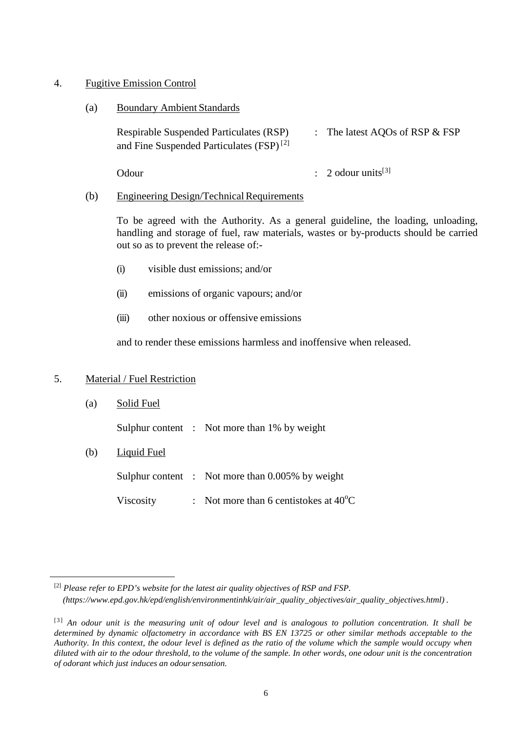4. Fugitive Emission Control

(a) Boundary Ambient Standards

| | | |
|---|---|---|
| Respirable Suspended Particulates (RSP) and Fine Suspended Particulates (FSP) [2] | : | The latest AQOs of RSP & FSP |
| Odour | : | 2 odour units[3] |

(b) Engineering Design/Technical Requirements

To be agreed with the Authority. As a general guideline, the loading, unloading, handling and storage of fuel, raw materials, wastes or by-products should be carried out so as to prevent the release of:-

(i) visible dust emissions; and/or

(ii) emissions of organic vapours; and/or

(iii) other noxious or offensive emissions

and to render these emissions harmless and inoffensive when released.

5. Material / Fuel Restriction

(a) Solid Fuel

Sulphur content : Not more than 1% by weight

(b) Liquid Fuel

Sulphur content : Not more than 0.005% by weight

Viscosity : Not more than 6 centistokes at $40^{o}$C

---

[2] *Please refer to EPD's website for the latest air quality objectives of RSP and FSP. (https://www.epd.gov.hk/epd/english/environmentinhk/air/air_quality_objectives/air_quality_objectives.html) .*

[3] *An odour unit is the measuring unit of odour level and is analogous to pollution concentration. It shall be determined by dynamic olfactometry in accordance with BS EN 13725 or other similar methods acceptable to the Authority. In this context, the odour level is defined as the ratio of the volume which the sample would occupy when diluted with air to the odour threshold, to the volume of the sample. In other words, one odour unit is the concentration of odorant which just induces an odour sensation.*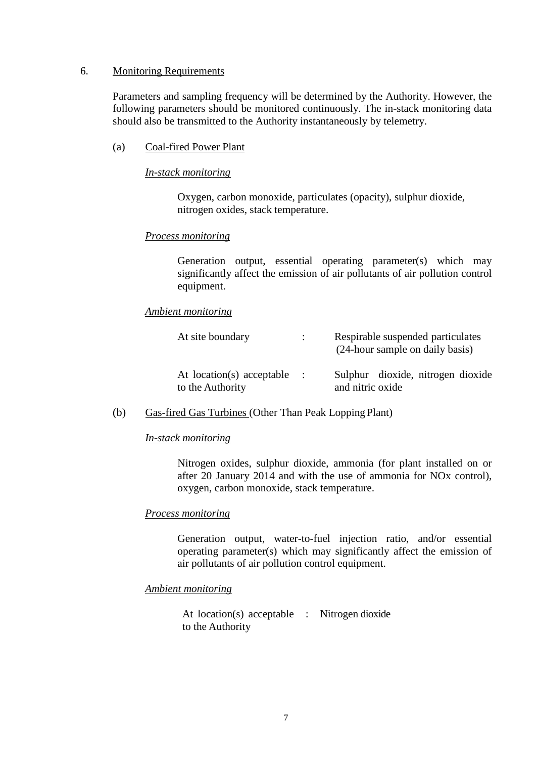6. <u>Monitoring Requirements</u>

Parameters and sampling frequency will be determined by the Authority. However, the following parameters should be monitored continuously. The in-stack monitoring data should also be transmitted to the Authority instantaneously by telemetry.

(a) <u>Coal-fired Power Plant</u>

*<u>In-stack monitoring</u>*

Oxygen, carbon monoxide, particulates (opacity), sulphur dioxide, nitrogen oxides, stack temperature.

*<u>Process monitoring</u>*

Generation output, essential operating parameter(s) which may significantly affect the emission of air pollutants of air pollution control equipment.

*<u>Ambient monitoring</u>*

| | | |
|---|---|---|
| At site boundary | : | Respirable suspended particulates (24-hour sample on daily basis) |
| At location(s) acceptable to the Authority | : | Sulphur dioxide, nitrogen dioxide and nitric oxide |

(b) <u>Gas-fired Gas Turbines</u> (Other Than Peak Lopping Plant)

*<u>In-stack monitoring</u>*

Nitrogen oxides, sulphur dioxide, ammonia (for plant installed on or after 20 January 2014 and with the use of ammonia for NOx control), oxygen, carbon monoxide, stack temperature.

*<u>Process monitoring</u>*

Generation output, water-to-fuel injection ratio, and/or essential operating parameter(s) which may significantly affect the emission of air pollutants of air pollution control equipment.

*<u>Ambient monitoring</u>*

| | | |
|---|---|---|
| At location(s) acceptable to the Authority | : | Nitrogen dioxide |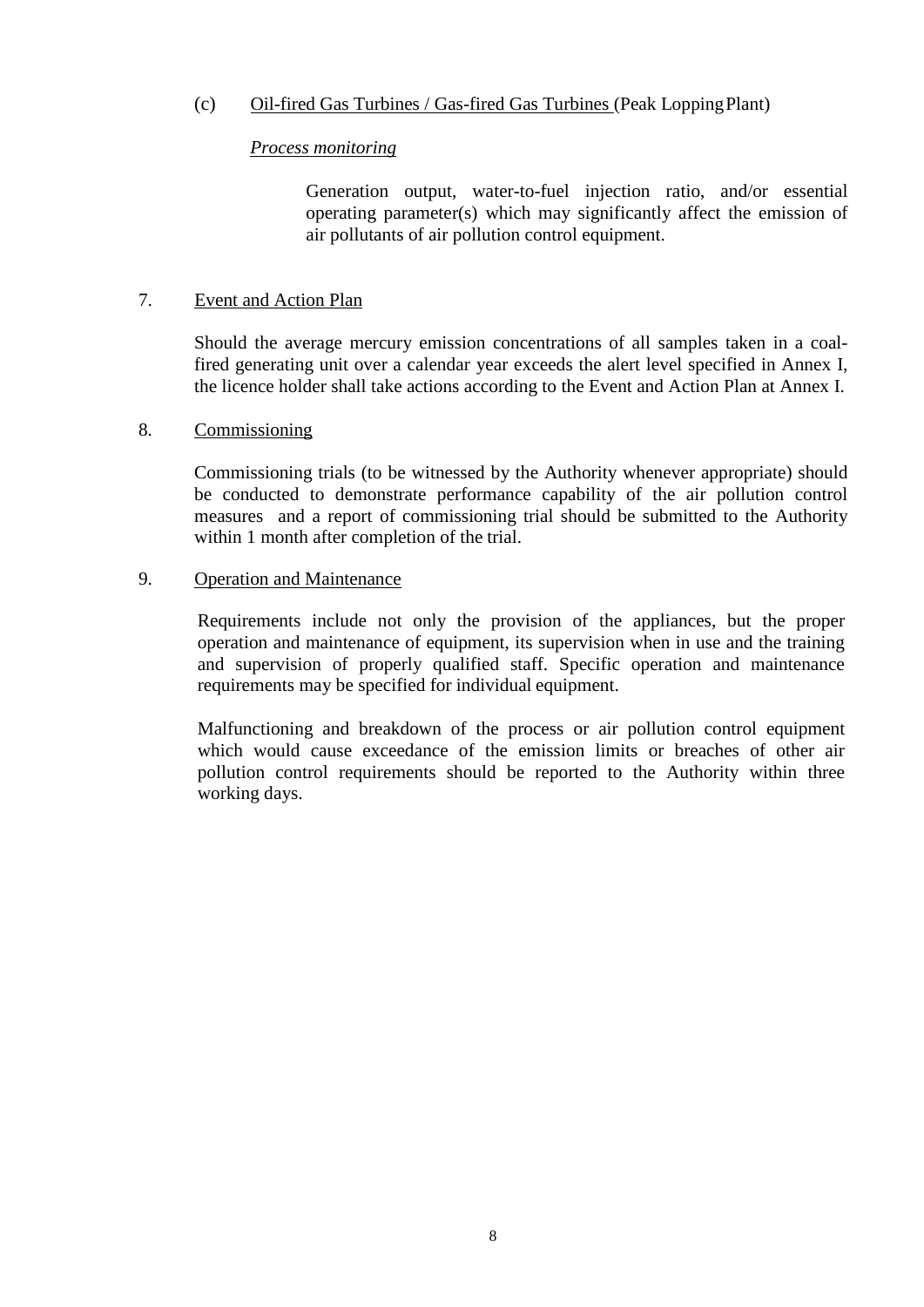(c) <u>Oil-fired Gas Turbines / Gas-fired Gas Turbines</u> (Peak Lopping Plant)

*<u>Process monitoring</u>*

Generation output, water-to-fuel injection ratio, and/or essential operating parameter(s) which may significantly affect the emission of air pollutants of air pollution control equipment.

7. <u>Event and Action Plan</u>

Should the average mercury emission concentrations of all samples taken in a coal-fired generating unit over a calendar year exceeds the alert level specified in Annex I, the licence holder shall take actions according to the Event and Action Plan at Annex I.

8. <u>Commissioning</u>

Commissioning trials (to be witnessed by the Authority whenever appropriate) should be conducted to demonstrate performance capability of the air pollution control measures and a report of commissioning trial should be submitted to the Authority within 1 month after completion of the trial.

9. <u>Operation and Maintenance</u>

Requirements include not only the provision of the appliances, but the proper operation and maintenance of equipment, its supervision when in use and the training and supervision of properly qualified staff. Specific operation and maintenance requirements may be specified for individual equipment.

Malfunctioning and breakdown of the process or air pollution control equipment which would cause exceedance of the emission limits or breaches of other air pollution control requirements should be reported to the Authority within three working days.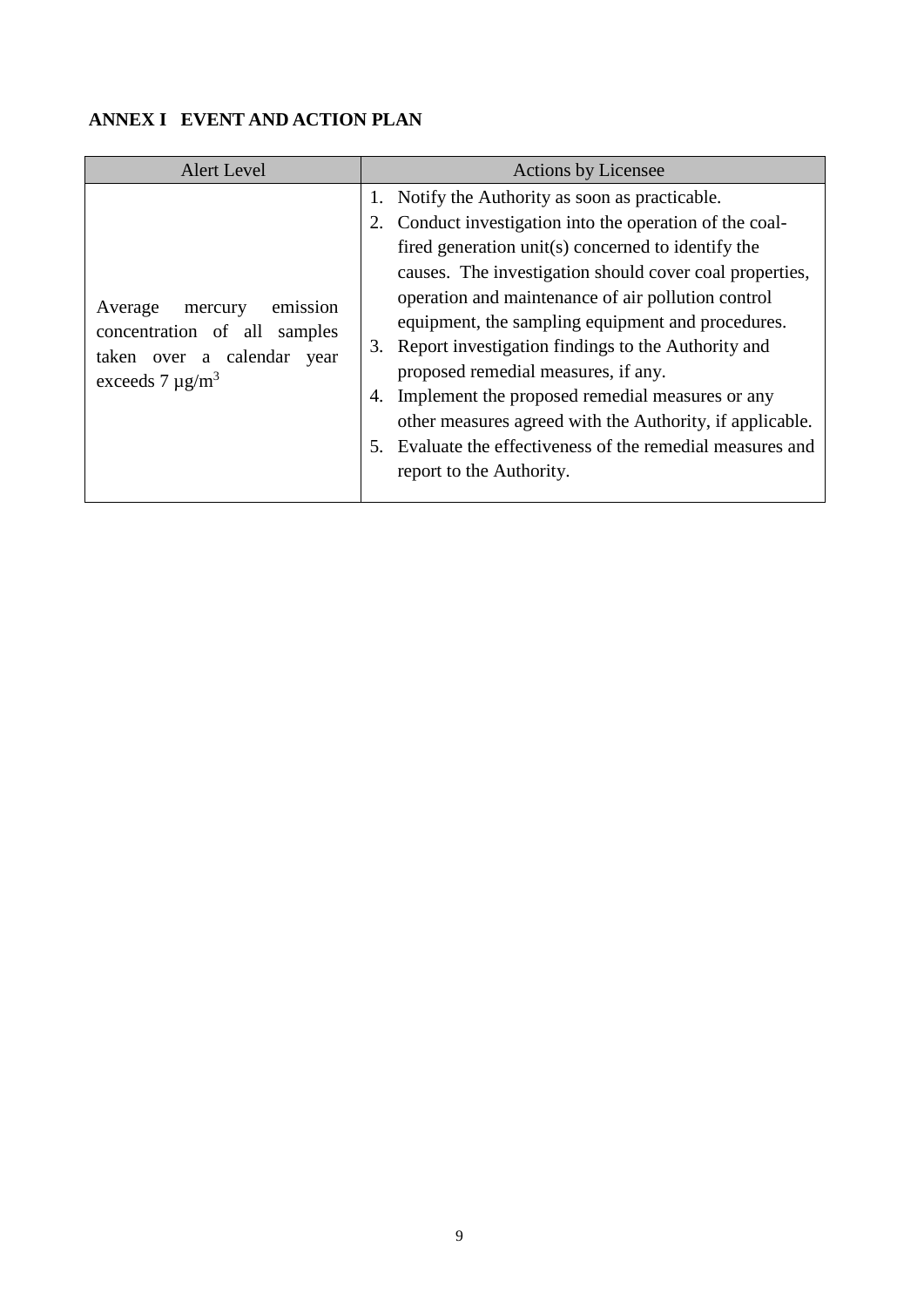## ANNEX I EVENT AND ACTION PLAN

| Alert Level | Actions by Licensee |
|---|---|
| Average mercury emission concentration of all samples taken over a calendar year exceeds 7 µg/$m^3$ | 1. Notify the Authority as soon as practicable.<br>2. Conduct investigation into the operation of the coal-fired generation unit(s) concerned to identify the causes. The investigation should cover coal properties, operation and maintenance of air pollution control equipment, the sampling equipment and procedures.<br>3. Report investigation findings to the Authority and proposed remedial measures, if any.<br>4. Implement the proposed remedial measures or any other measures agreed with the Authority, if applicable.<br>5. Evaluate the effectiveness of the remedial measures and report to the Authority. |